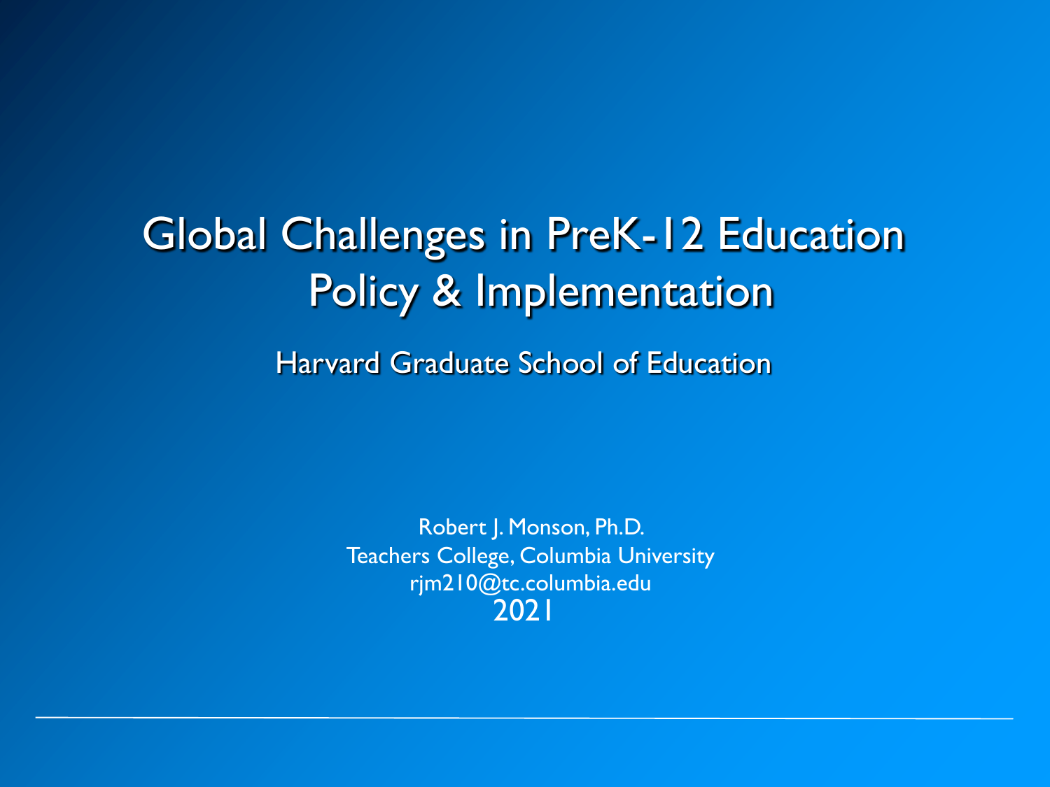# Global Challenges in PreK-12 Education Policy & Implementation

## Harvard Graduate School of Education

Robert J. Monson, Ph.D.
Teachers College, Columbia University
rjm210@tc.columbia.edu
2021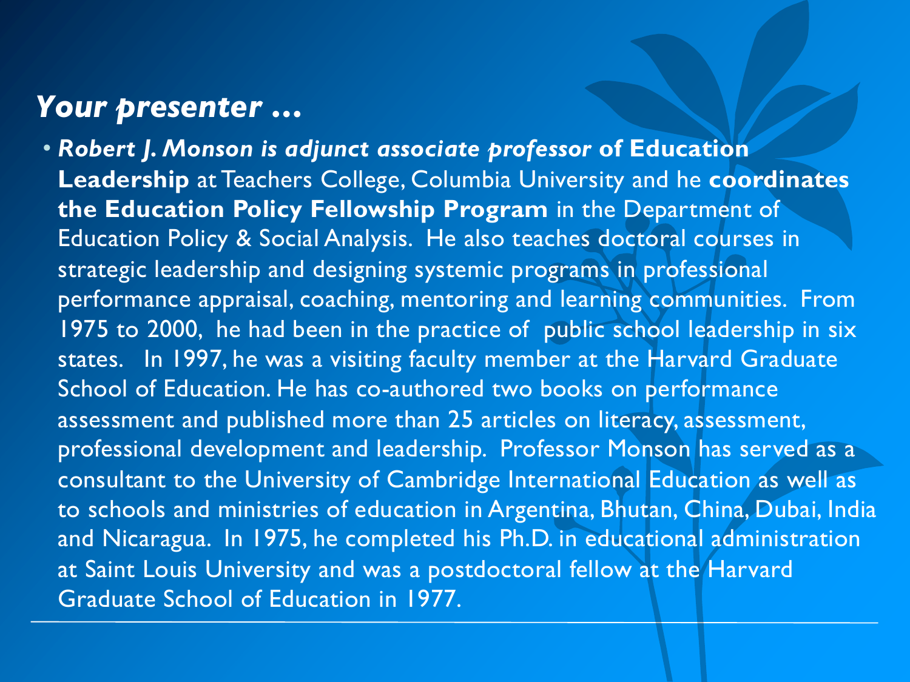## *Your presenter …*

- ***Robert J. Monson is adjunct associate professor* of Education Leadership** at Teachers College, Columbia University and he **coordinates the Education Policy Fellowship Program** in the Department of Education Policy & Social Analysis. He also teaches doctoral courses in strategic leadership and designing systemic programs in professional performance appraisal, coaching, mentoring and learning communities. From 1975 to 2000, he had been in the practice of public school leadership in six states. In 1997, he was a visiting faculty member at the Harvard Graduate School of Education. He has co-authored two books on performance assessment and published more than 25 articles on literacy, assessment, professional development and leadership. Professor Monson has served as a consultant to the University of Cambridge International Education as well as to schools and ministries of education in Argentina, Bhutan, China, Dubai, India and Nicaragua. In 1975, he completed his Ph.D. in educational administration at Saint Louis University and was a postdoctoral fellow at the Harvard Graduate School of Education in 1977.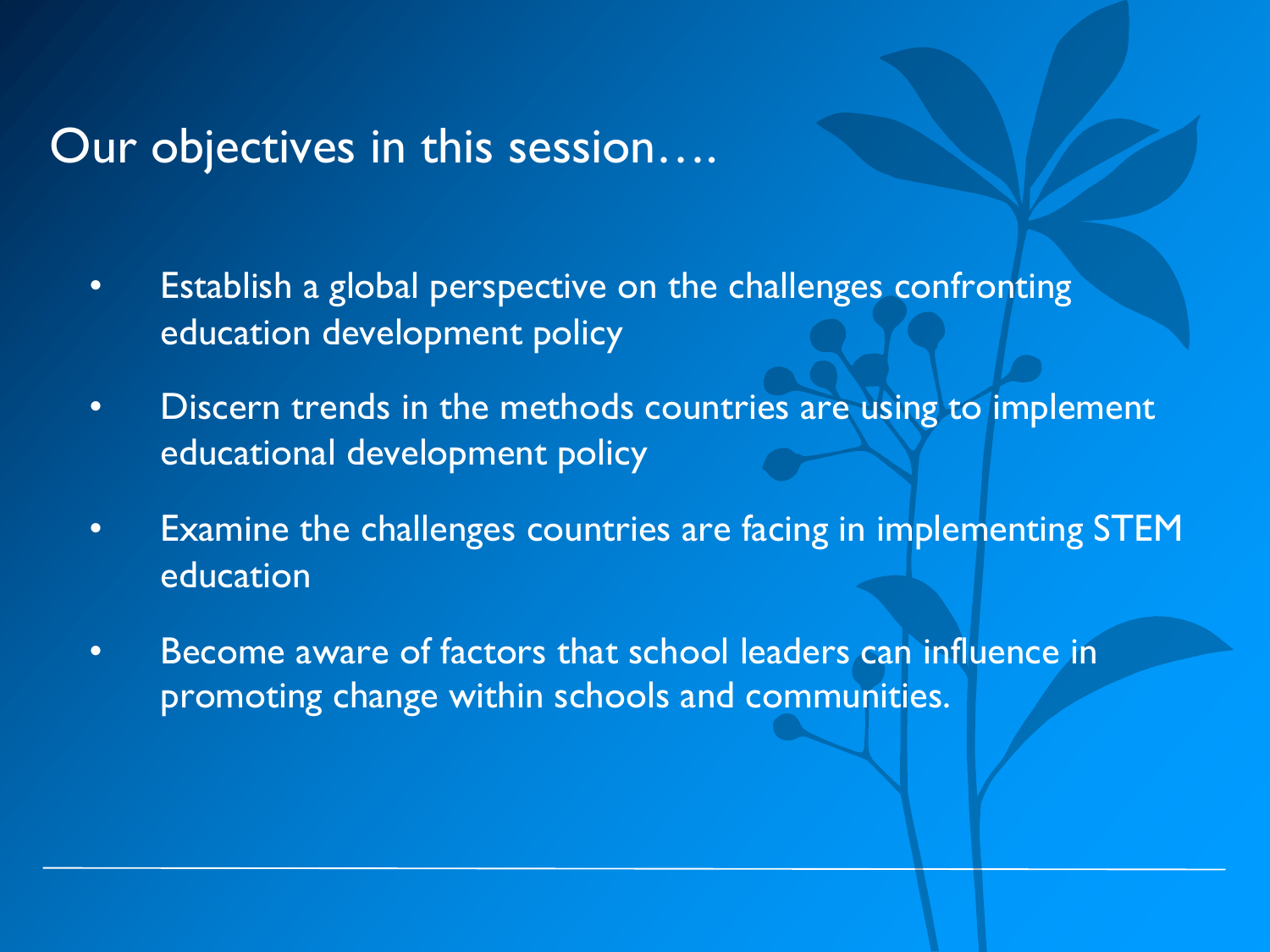# Our objectives in this session….

- Establish a global perspective on the challenges confronting education development policy
- Discern trends in the methods countries are using to implement educational development policy
- Examine the challenges countries are facing in implementing STEM education
- Become aware of factors that school leaders can influence in promoting change within schools and communities.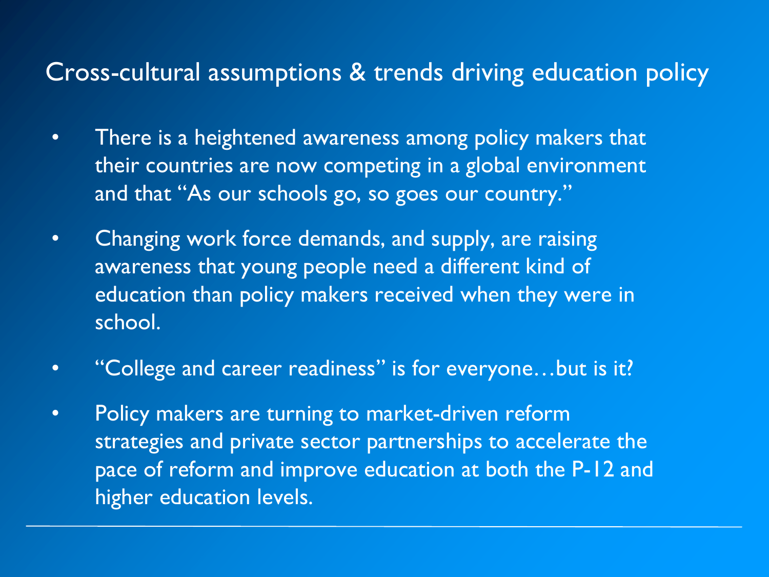## Cross-cultural assumptions & trends driving education policy

- There is a heightened awareness among policy makers that their countries are now competing in a global environment and that "As our schools go, so goes our country."
- Changing work force demands, and supply, are raising awareness that young people need a different kind of education than policy makers received when they were in school.
- "College and career readiness" is for everyone…but is it?
- Policy makers are turning to market-driven reform strategies and private sector partnerships to accelerate the pace of reform and improve education at both the P-12 and higher education levels.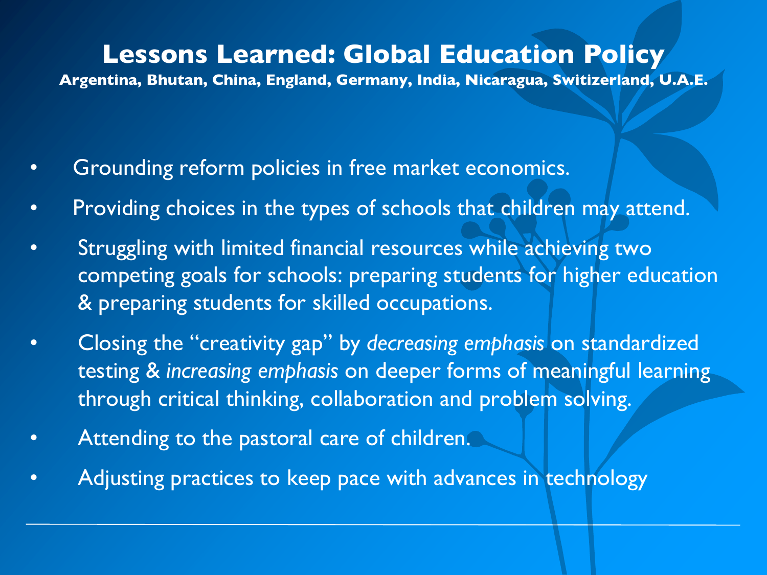# Lessons Learned: Global Education Policy

**Argentina, Bhutan, China, England, Germany, India, Nicaragua, Switizerland, U.A.E.**

- Grounding reform policies in free market economics.
- Providing choices in the types of schools that children may attend.
- Struggling with limited financial resources while achieving two competing goals for schools: preparing students for higher education & preparing students for skilled occupations.
- Closing the "creativity gap" by *decreasing emphasis* on standardized testing & *increasing emphasis* on deeper forms of meaningful learning through critical thinking, collaboration and problem solving.
- Attending to the pastoral care of children.
- Adjusting practices to keep pace with advances in technology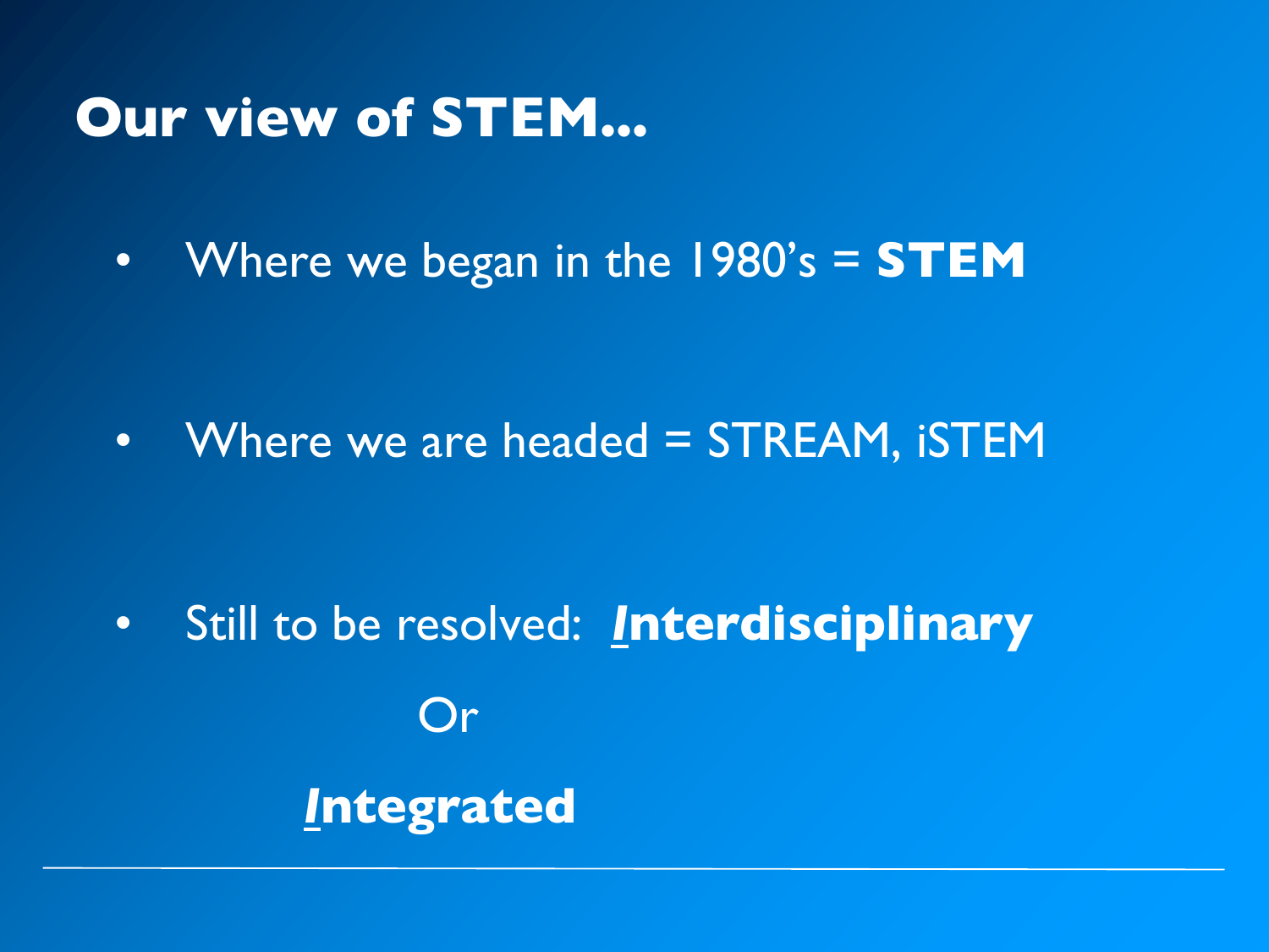# Our view of STEM...

- Where we began in the 1980's = **STEM**
- Where we are headed = STREAM, iSTEM
- Still to be resolved: ***I*nterdisciplinary**

  Or

  ***I*ntegrated**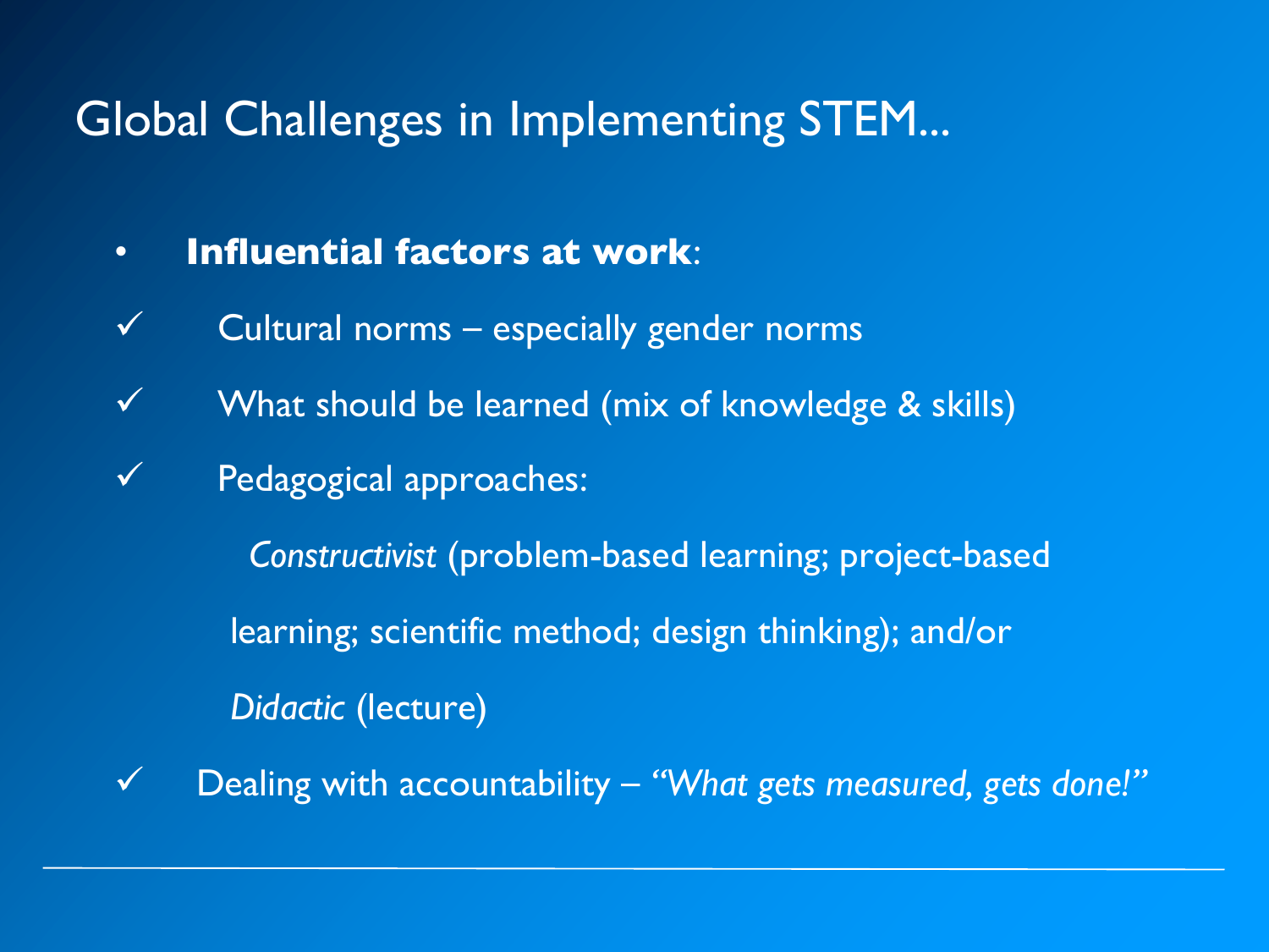# Global Challenges in Implementing STEM...

- **Influential factors at work**:
  - ✓ Cultural norms – especially gender norms
  - ✓ What should be learned (mix of knowledge & skills)
  - ✓ Pedagogical approaches:

    *Constructivist* (problem-based learning; project-based learning; scientific method; design thinking); and/or

    *Didactic* (lecture)
  - ✓ Dealing with accountability – *"What gets measured, gets done!"*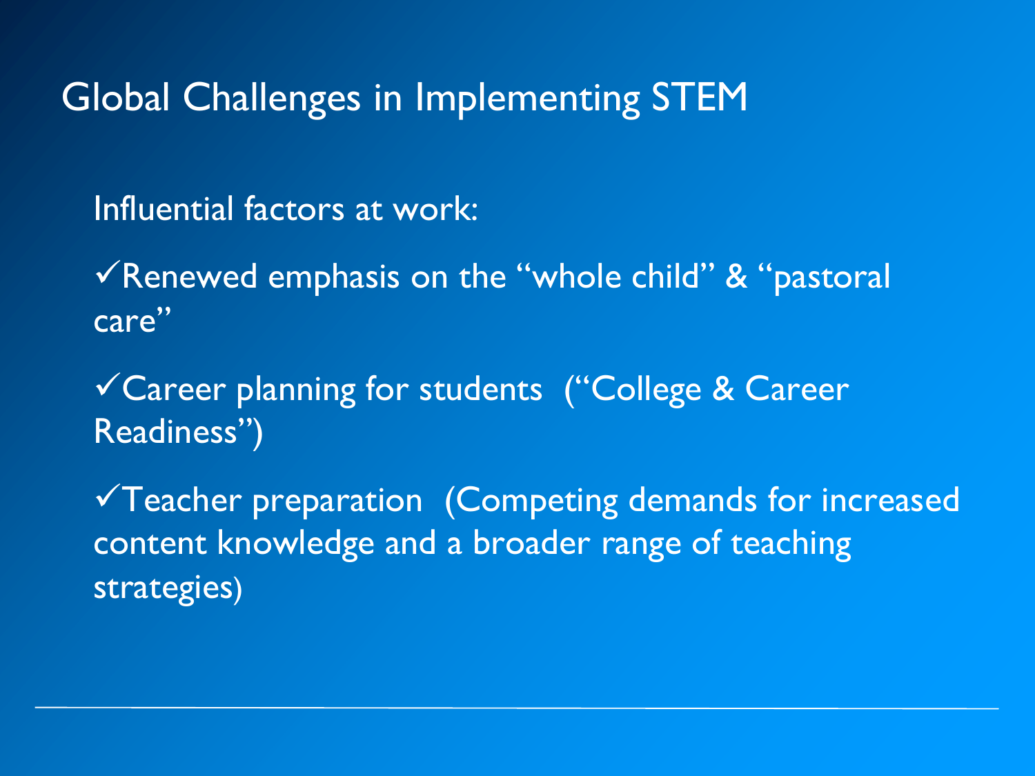# Global Challenges in Implementing STEM

Influential factors at work:

✓Renewed emphasis on the "whole child" & "pastoral care"

✓Career planning for students ("College & Career Readiness")

✓Teacher preparation (Competing demands for increased content knowledge and a broader range of teaching strategies)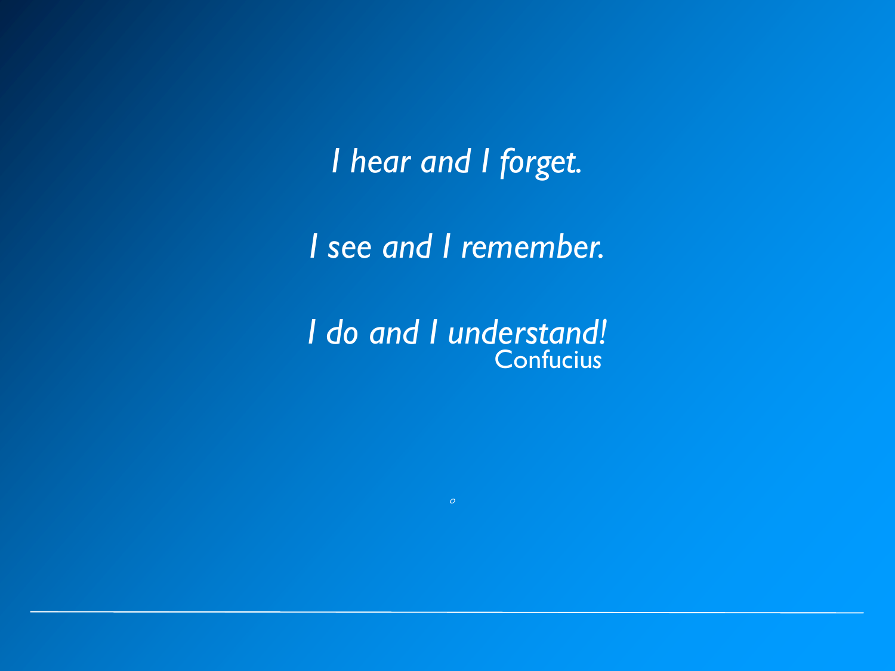*I hear and I forget.*

*I see and I remember.*

*I do and I understand!*

Confucius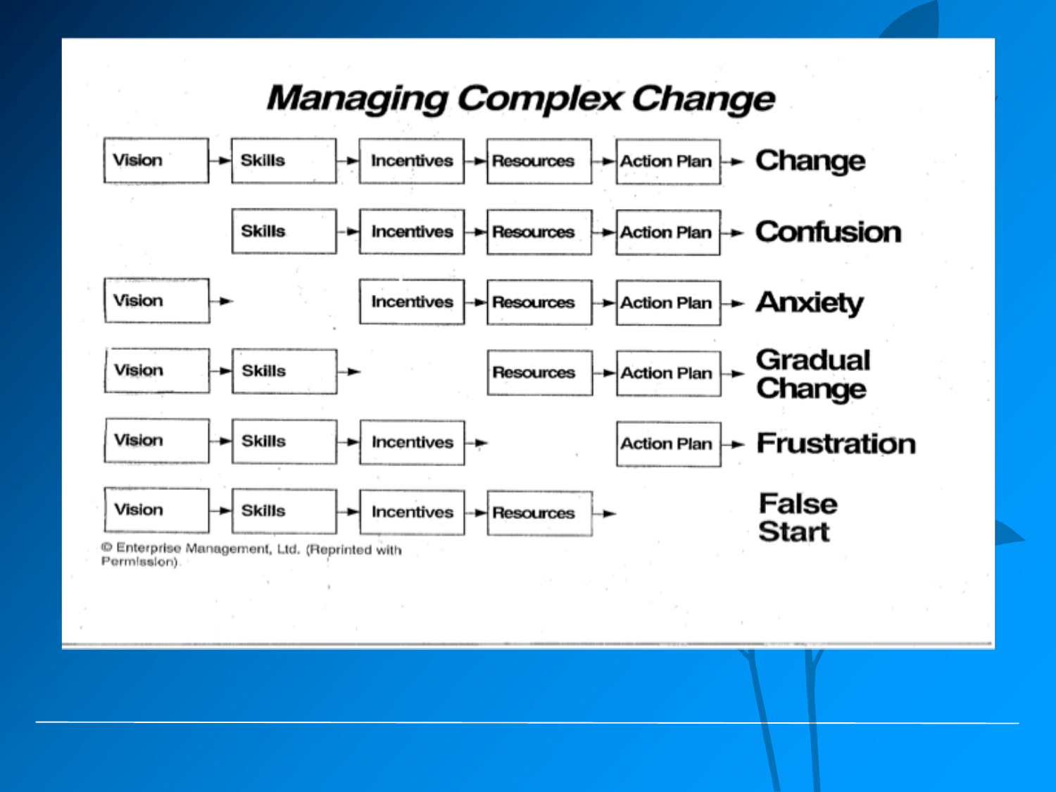# Managing Complex Change

Vision → Skills → Incentives → Resources → Action Plan → Change

Skills → Incentives → Resources → Action Plan → Confusion

Vision → Incentives → Resources → Action Plan → Anxiety

Vision → Skills → Resources → Action Plan → Gradual Change

Vision → Skills → Incentives → Action Plan → Frustration

Vision → Skills → Incentives → Resources → False Start

© Enterprise Management, Ltd. (Reprinted with Permission)